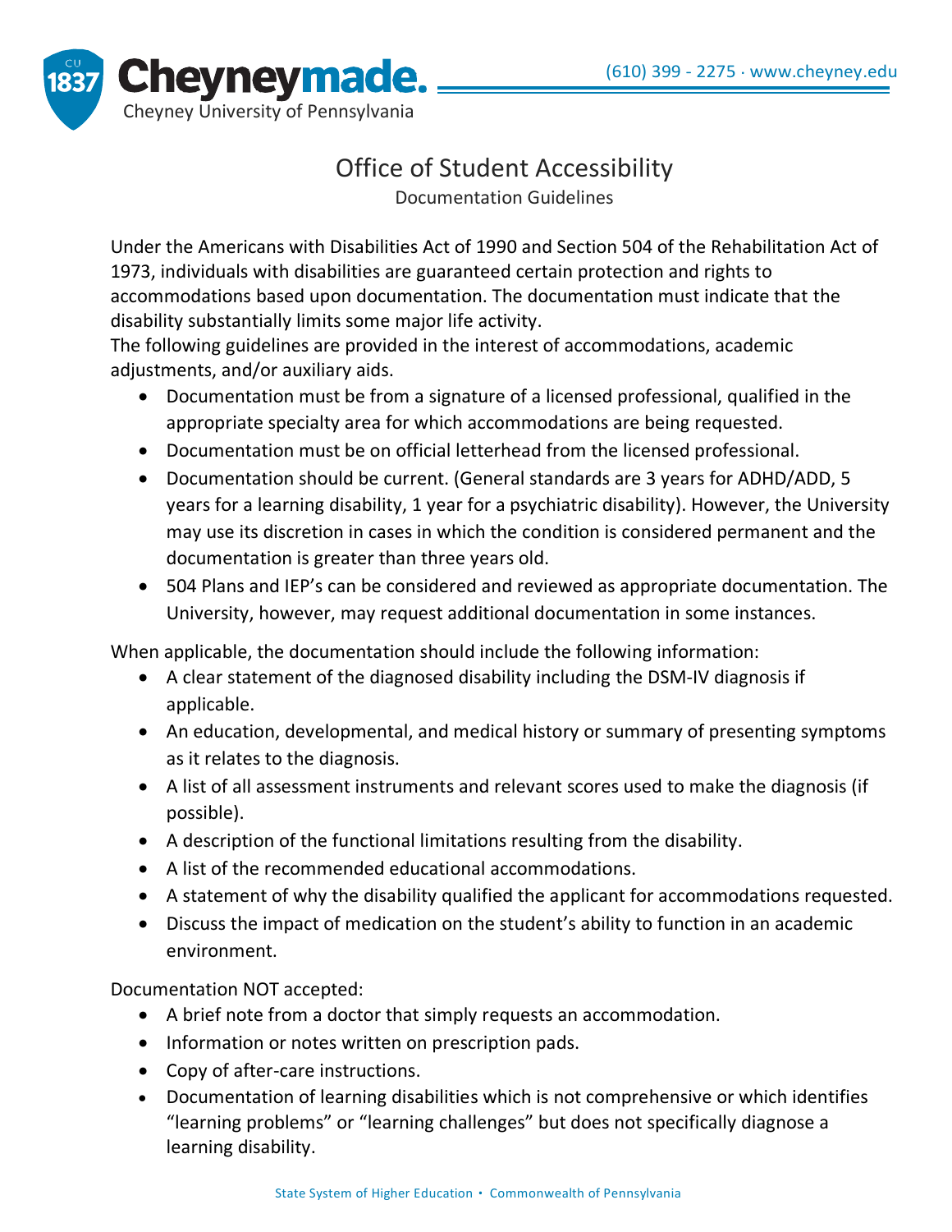# Office of Student Accessibility

## Documentation Guidelines

Under the Americans with Disabilities Act of 1990 and Section 504 of the Rehabilitation Act of 1973, individuals with disabilities are guaranteed certain protection and rights to accommodations based upon documentation. The documentation must indicate that the disability substantially limits some major life activity.

The following guidelines are provided in the interest of accommodations, academic adjustments, and/or auxiliary aids.

- Documentation must be from a signature of a licensed professional, qualified in the appropriate specialty area for which accommodations are being requested.
- Documentation must be on official letterhead from the licensed professional.
- Documentation should be current. (General standards are 3 years for ADHD/ADD, 5 years for a learning disability, 1 year for a psychiatric disability). However, the University may use its discretion in cases in which the condition is considered permanent and the documentation is greater than three years old.
- 504 Plans and IEP's can be considered and reviewed as appropriate documentation. The University, however, may request additional documentation in some instances.

When applicable, the documentation should include the following information:

- A clear statement of the diagnosed disability including the DSM-IV diagnosis if applicable.
- An education, developmental, and medical history or summary of presenting symptoms as it relates to the diagnosis.
- A list of all assessment instruments and relevant scores used to make the diagnosis (if possible).
- A description of the functional limitations resulting from the disability.
- A list of the recommended educational accommodations.
- A statement of why the disability qualified the applicant for accommodations requested.
- Discuss the impact of medication on the student's ability to function in an academic environment.

Documentation NOT accepted:

- A brief note from a doctor that simply requests an accommodation.
- Information or notes written on prescription pads.
- Copy of after-care instructions.
- Documentation of learning disabilities which is not comprehensive or which identifies "learning problems" or "learning challenges" but does not specifically diagnose a learning disability.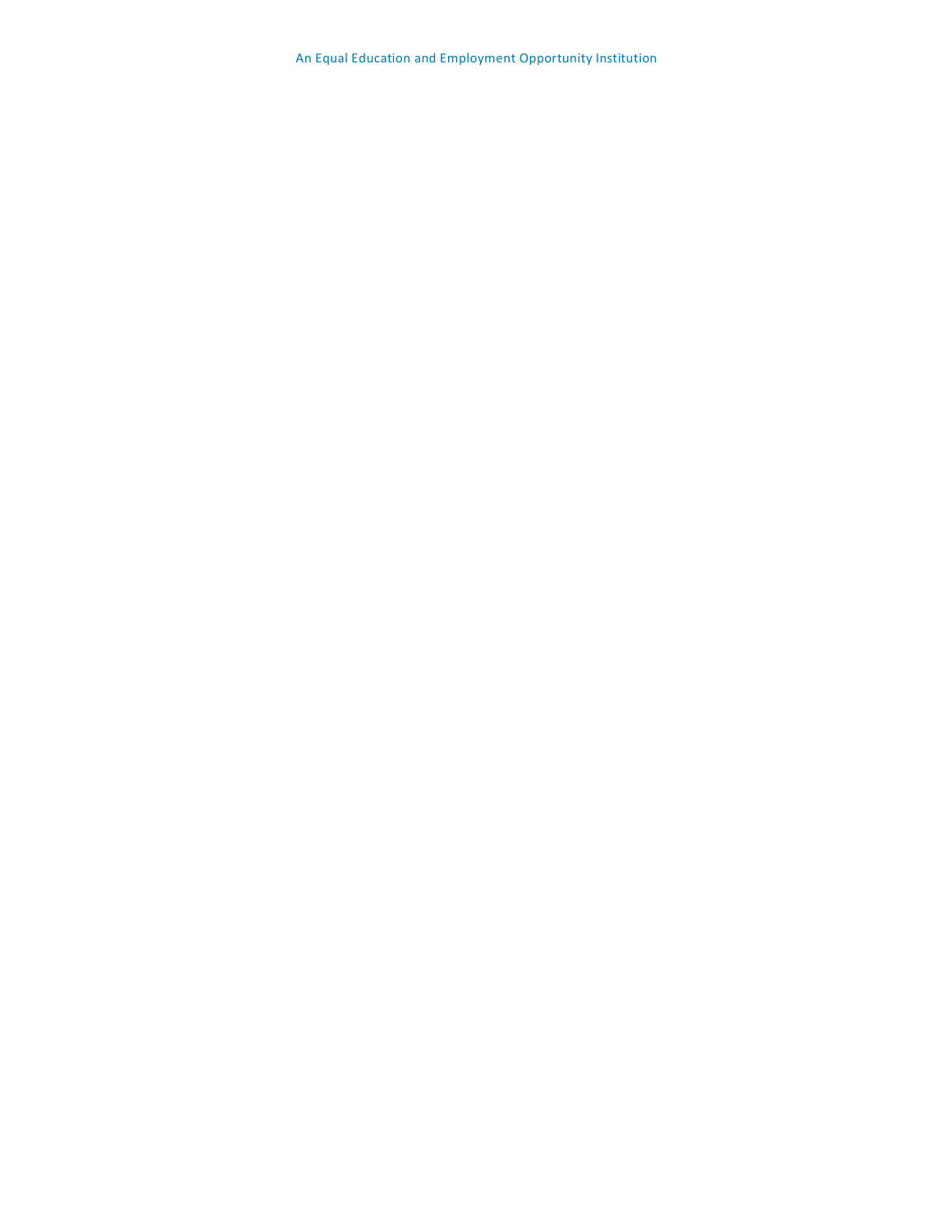An Equal Education and Employment Opportunity Institution